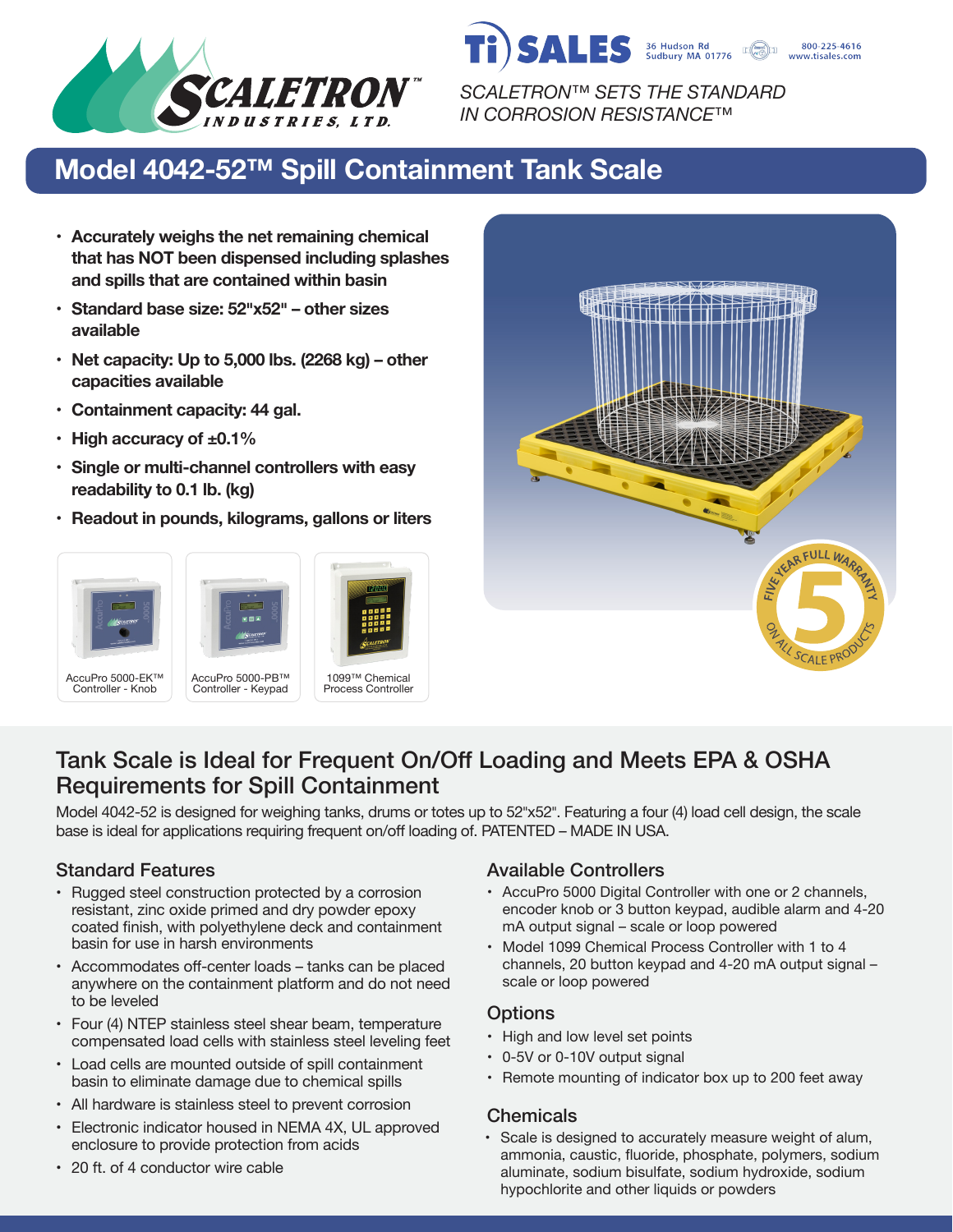SCALETRON™ INDUSTRIES, LTD.

Ti SALES 36 Hudson Rd Sudbury MA 01776 800-225-4616 www.tisales.com

*SCALETRON™ SETS THE STANDARD IN CORROSION RESISTANCE™*

# Model 4042-52™ Spill Containment Tank Scale

- **Accurately weighs the net remaining chemical that has NOT been dispensed including splashes and spills that are contained within basin**
- **Standard base size: 52"x52" – other sizes available**
- **Net capacity: Up to 5,000 lbs. (2268 kg) – other capacities available**
- **Containment capacity: 44 gal.**
- **High accuracy of ±0.1%**
- **Single or multi-channel controllers with easy readability to 0.1 lb. (kg)**
- **Readout in pounds, kilograms, gallons or liters**

AccuPro 5000-EK™ Controller - Knob

AccuPro 5000-PB™ Controller - Keypad

1099™ Chemical Process Controller

FIVE YEAR FULL WARRANTY 5 ON ALL SCALE PRODUCTS

## Tank Scale is Ideal for Frequent On/Off Loading and Meets EPA & OSHA Requirements for Spill Containment

Model 4042-52 is designed for weighing tanks, drums or totes up to 52"x52". Featuring a four (4) load cell design, the scale base is ideal for applications requiring frequent on/off loading of. PATENTED – MADE IN USA.

### Standard Features

- Rugged steel construction protected by a corrosion resistant, zinc oxide primed and dry powder epoxy coated finish, with polyethylene deck and containment basin for use in harsh environments
- Accommodates off-center loads – tanks can be placed anywhere on the containment platform and do not need to be leveled
- Four (4) NTEP stainless steel shear beam, temperature compensated load cells with stainless steel leveling feet
- Load cells are mounted outside of spill containment basin to eliminate damage due to chemical spills
- All hardware is stainless steel to prevent corrosion
- Electronic indicator housed in NEMA 4X, UL approved enclosure to provide protection from acids
- 20 ft. of 4 conductor wire cable

### Available Controllers

- AccuPro 5000 Digital Controller with one or 2 channels, encoder knob or 3 button keypad, audible alarm and 4-20 mA output signal – scale or loop powered
- Model 1099 Chemical Process Controller with 1 to 4 channels, 20 button keypad and 4-20 mA output signal – scale or loop powered

### Options

- High and low level set points
- 0-5V or 0-10V output signal
- Remote mounting of indicator box up to 200 feet away

### Chemicals

- Scale is designed to accurately measure weight of alum, ammonia, caustic, fluoride, phosphate, polymers, sodium aluminate, sodium bisulfate, sodium hydroxide, sodium hypochlorite and other liquids or powders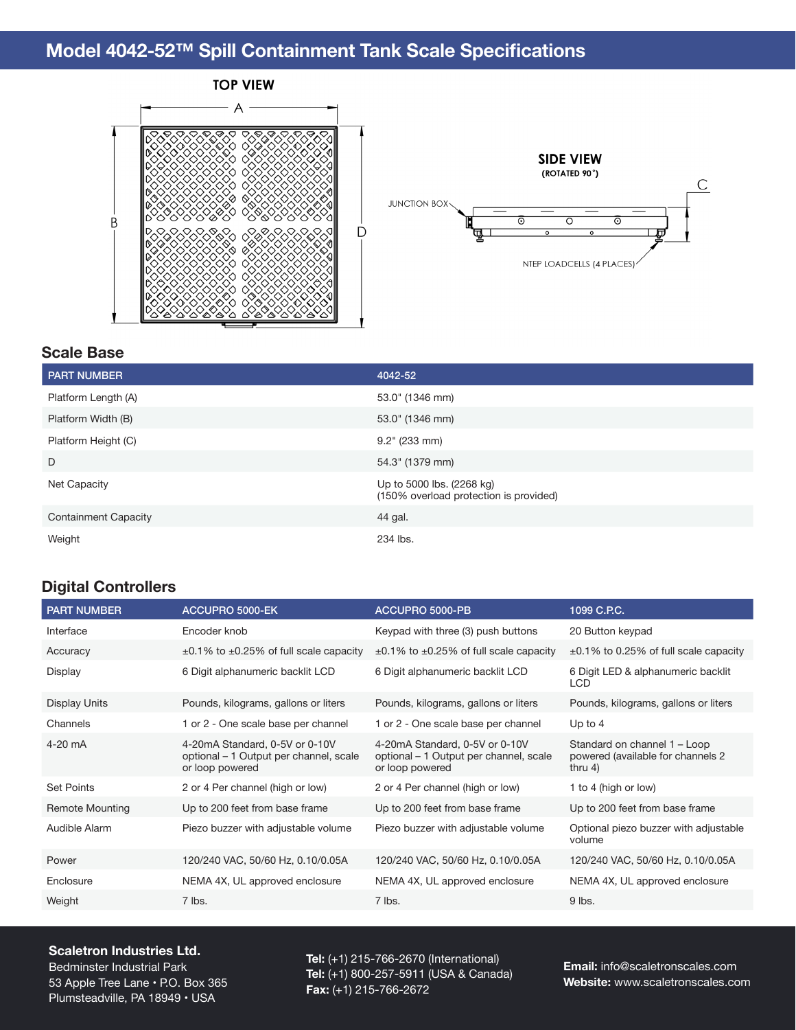# Model 4042-52™ Spill Containment Tank Scale Specifications

TOP VIEW

A

B

D

SIDE VIEW
(ROTATED 90°)

C

JUNCTION BOX

NTEP LOADCELLS (4 PLACES)

## Scale Base

| PART NUMBER | 4042-52 |
|---|---|
| Platform Length (A) | 53.0" (1346 mm) |
| Platform Width (B) | 53.0" (1346 mm) |
| Platform Height (C) | 9.2" (233 mm) |
| D | 54.3" (1379 mm) |
| Net Capacity | Up to 5000 lbs. (2268 kg)<br>(150% overload protection is provided) |
| Containment Capacity | 44 gal. |
| Weight | 234 lbs. |

## Digital Controllers

| PART NUMBER | ACCUPRO 5000-EK | ACCUPRO 5000-PB | 1099 C.P.C. |
|---|---|---|---|
| Interface | Encoder knob | Keypad with three (3) push buttons | 20 Button keypad |
| Accuracy | ±0.1% to ±0.25% of full scale capacity | ±0.1% to ±0.25% of full scale capacity | ±0.1% to 0.25% of full scale capacity |
| Display | 6 Digit alphanumeric backlit LCD | 6 Digit alphanumeric backlit LCD | 6 Digit LED & alphanumeric backlit LCD |
| Display Units | Pounds, kilograms, gallons or liters | Pounds, kilograms, gallons or liters | Pounds, kilograms, gallons or liters |
| Channels | 1 or 2 - One scale base per channel | 1 or 2 - One scale base per channel | Up to 4 |
| 4-20 mA | 4-20mA Standard, 0-5V or 0-10V optional – 1 Output per channel, scale or loop powered | 4-20mA Standard, 0-5V or 0-10V optional – 1 Output per channel, scale or loop powered | Standard on channel 1 – Loop powered (available for channels 2 thru 4) |
| Set Points | 2 or 4 Per channel (high or low) | 2 or 4 Per channel (high or low) | 1 to 4 (high or low) |
| Remote Mounting | Up to 200 feet from base frame | Up to 200 feet from base frame | Up to 200 feet from base frame |
| Audible Alarm | Piezo buzzer with adjustable volume | Piezo buzzer with adjustable volume | Optional piezo buzzer with adjustable volume |
| Power | 120/240 VAC, 50/60 Hz, 0.10/0.05A | 120/240 VAC, 50/60 Hz, 0.10/0.05A | 120/240 VAC, 50/60 Hz, 0.10/0.05A |
| Enclosure | NEMA 4X, UL approved enclosure | NEMA 4X, UL approved enclosure | NEMA 4X, UL approved enclosure |
| Weight | 7 lbs. | 7 lbs. | 9 lbs. |

**Scaletron Industries Ltd.**
Bedminster Industrial Park
53 Apple Tree Lane • P.O. Box 365
Plumsteadville, PA 18949 • USA

**Tel:** (+1) 215-766-2670 (International)
**Tel:** (+1) 800-257-5911 (USA & Canada)
**Fax:** (+1) 215-766-2672

**Email:** info@scaletronscales.com
**Website:** www.scaletronscales.com